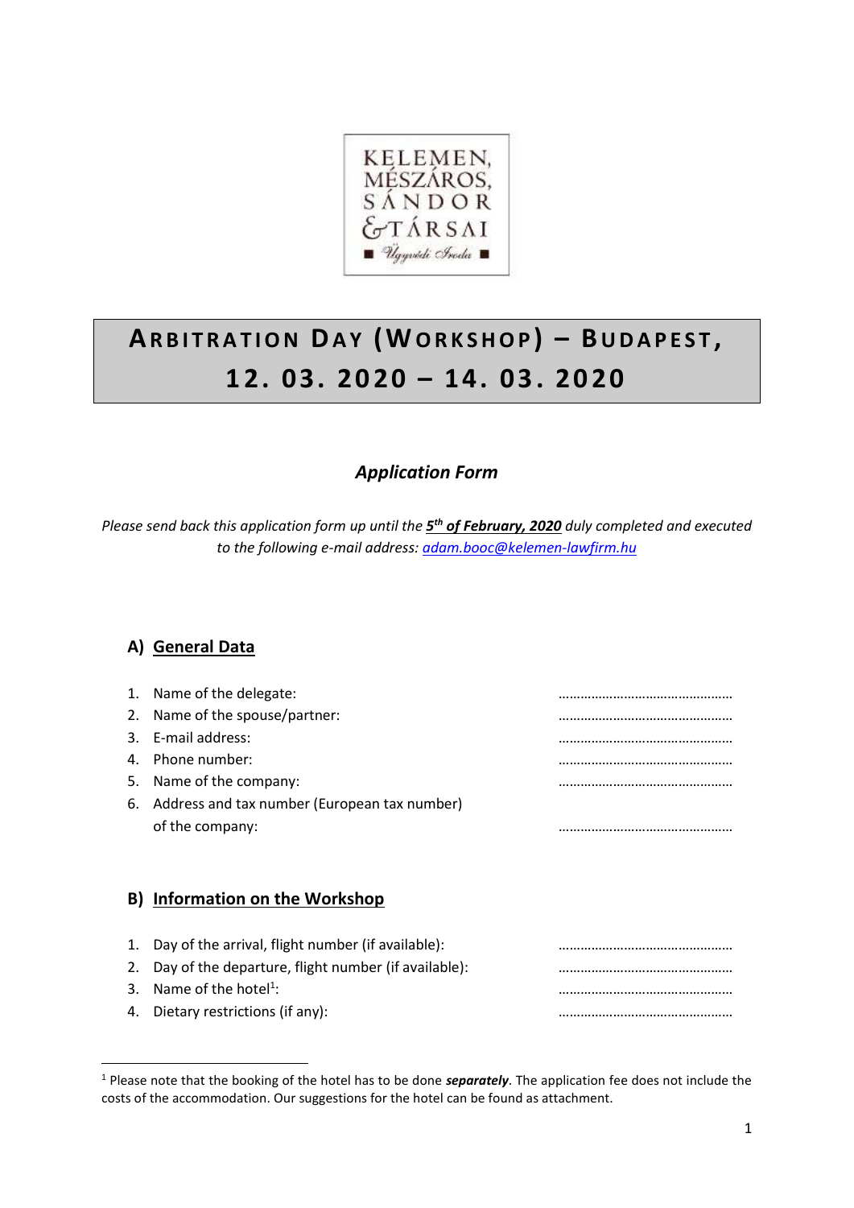KELEMEN, MÉSZÁROS, SÁNDOR & TÁRSAI
Ügyvédi Iroda

# ARBITRATION DAY (WORKSHOP) – BUDAPEST, 12. 03. 2020 – 14. 03. 2020

## *Application Form*

*Please send back this application form up until the* ***5th of February, 2020*** *duly completed and executed to the following e-mail address:* *adam.booc@kelemen-lawfirm.hu*

### A) General Data

1. Name of the delegate: ……………………………………………
2. Name of the spouse/partner: ……………………………………………
3. E-mail address: ……………………………………………
4. Phone number: ……………………………………………
5. Name of the company: ……………………………………………
6. Address and tax number (European tax number) of the company: ……………………………………………

### B) Information on the Workshop

1. Day of the arrival, flight number (if available): ……………………………………………
2. Day of the departure, flight number (if available): ……………………………………………
3. Name of the hotel[1]: ……………………………………………
4. Dietary restrictions (if any): ……………………………………………

[1] Please note that the booking of the hotel has to be done ***separately***. The application fee does not include the costs of the accommodation. Our suggestions for the hotel can be found as attachment.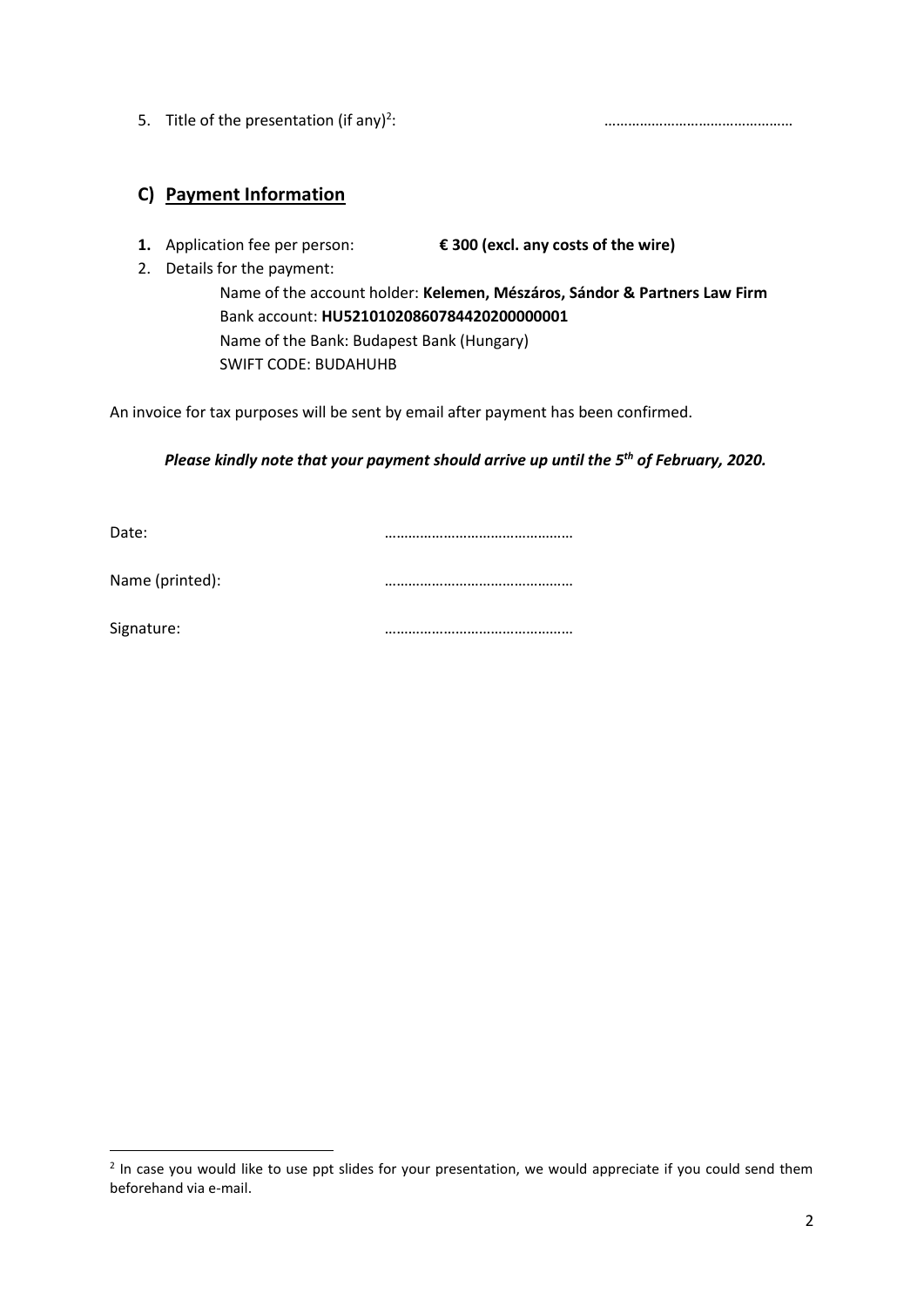5. Title of the presentation (if any)[2]: ………………………………………

## C) Payment Information

1. Application fee per person: **€ 300 (excl. any costs of the wire)**
2. Details for the payment:

   Name of the account holder: **Kelemen, Mészáros, Sándor & Partners Law Firm**
   Bank account: **HU52101020860784420200000001**
   Name of the Bank: Budapest Bank (Hungary)
   SWIFT CODE: BUDAHUHB

An invoice for tax purposes will be sent by email after payment has been confirmed.

***Please kindly note that your payment should arrive up until the 5th of February, 2020.***

Date: ………………………………………

Name (printed): ………………………………………

Signature: ………………………………………

[2] In case you would like to use ppt slides for your presentation, we would appreciate if you could send them beforehand via e-mail.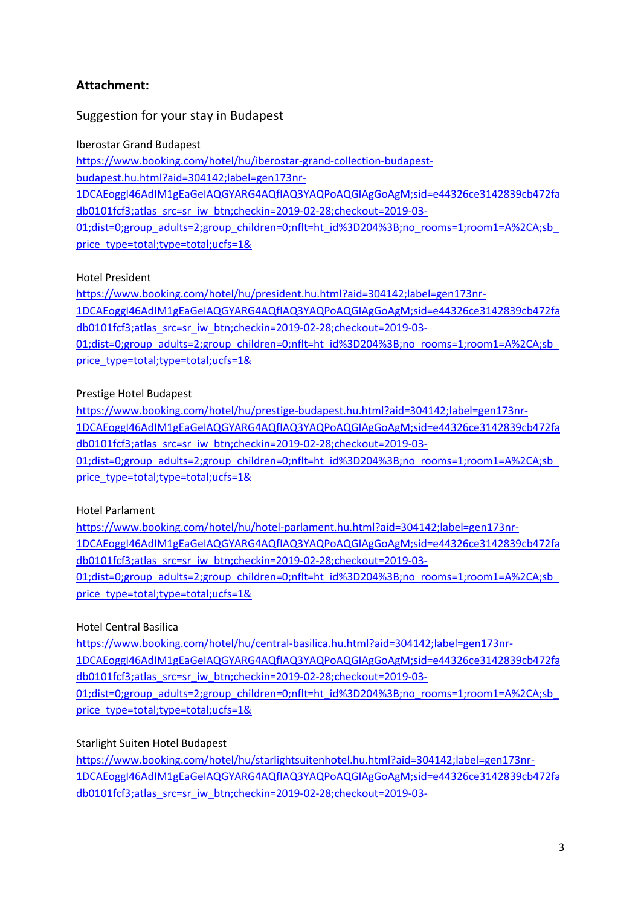**Attachment:**

Suggestion for your stay in Budapest

Iberostar Grand Budapest
https://www.booking.com/hotel/hu/iberostar-grand-collection-budapest-budapest.hu.html?aid=304142;label=gen173nr-1DCAEoggI46AdIM1gEaGeIAQGYARG4AQfIAQ3YAQPoAQGIAgGoAgM;sid=e44326ce3142839cb472fadb0101fcf3;atlas_src=sr_iw_btn;checkin=2019-02-28;checkout=2019-03-01;dist=0;group_adults=2;group_children=0;nflt=ht_id%3D204%3B;no_rooms=1;room1=A%2CA;sb_price_type=total;type=total;ucfs=1&

Hotel President
https://www.booking.com/hotel/hu/president.hu.html?aid=304142;label=gen173nr-1DCAEoggI46AdIM1gEaGeIAQGYARG4AQfIAQ3YAQPoAQGIAgGoAgM;sid=e44326ce3142839cb472fadb0101fcf3;atlas_src=sr_iw_btn;checkin=2019-02-28;checkout=2019-03-01;dist=0;group_adults=2;group_children=0;nflt=ht_id%3D204%3B;no_rooms=1;room1=A%2CA;sb_price_type=total;type=total;ucfs=1&

Prestige Hotel Budapest
https://www.booking.com/hotel/hu/prestige-budapest.hu.html?aid=304142;label=gen173nr-1DCAEoggI46AdIM1gEaGeIAQGYARG4AQfIAQ3YAQPoAQGIAgGoAgM;sid=e44326ce3142839cb472fadb0101fcf3;atlas_src=sr_iw_btn;checkin=2019-02-28;checkout=2019-03-01;dist=0;group_adults=2;group_children=0;nflt=ht_id%3D204%3B;no_rooms=1;room1=A%2CA;sb_price_type=total;type=total;ucfs=1&

Hotel Parlament
https://www.booking.com/hotel/hu/hotel-parlament.hu.html?aid=304142;label=gen173nr-1DCAEoggI46AdIM1gEaGeIAQGYARG4AQfIAQ3YAQPoAQGIAgGoAgM;sid=e44326ce3142839cb472fadb0101fcf3;atlas_src=sr_iw_btn;checkin=2019-02-28;checkout=2019-03-01;dist=0;group_adults=2;group_children=0;nflt=ht_id%3D204%3B;no_rooms=1;room1=A%2CA;sb_price_type=total;type=total;ucfs=1&

Hotel Central Basilica
https://www.booking.com/hotel/hu/central-basilica.hu.html?aid=304142;label=gen173nr-1DCAEoggI46AdIM1gEaGeIAQGYARG4AQfIAQ3YAQPoAQGIAgGoAgM;sid=e44326ce3142839cb472fadb0101fcf3;atlas_src=sr_iw_btn;checkin=2019-02-28;checkout=2019-03-01;dist=0;group_adults=2;group_children=0;nflt=ht_id%3D204%3B;no_rooms=1;room1=A%2CA;sb_price_type=total;type=total;ucfs=1&

Starlight Suiten Hotel Budapest
https://www.booking.com/hotel/hu/starlightsuitenhotel.hu.html?aid=304142;label=gen173nr-1DCAEoggI46AdIM1gEaGeIAQGYARG4AQfIAQ3YAQPoAQGIAgGoAgM;sid=e44326ce3142839cb472fadb0101fcf3;atlas_src=sr_iw_btn;checkin=2019-02-28;checkout=2019-03-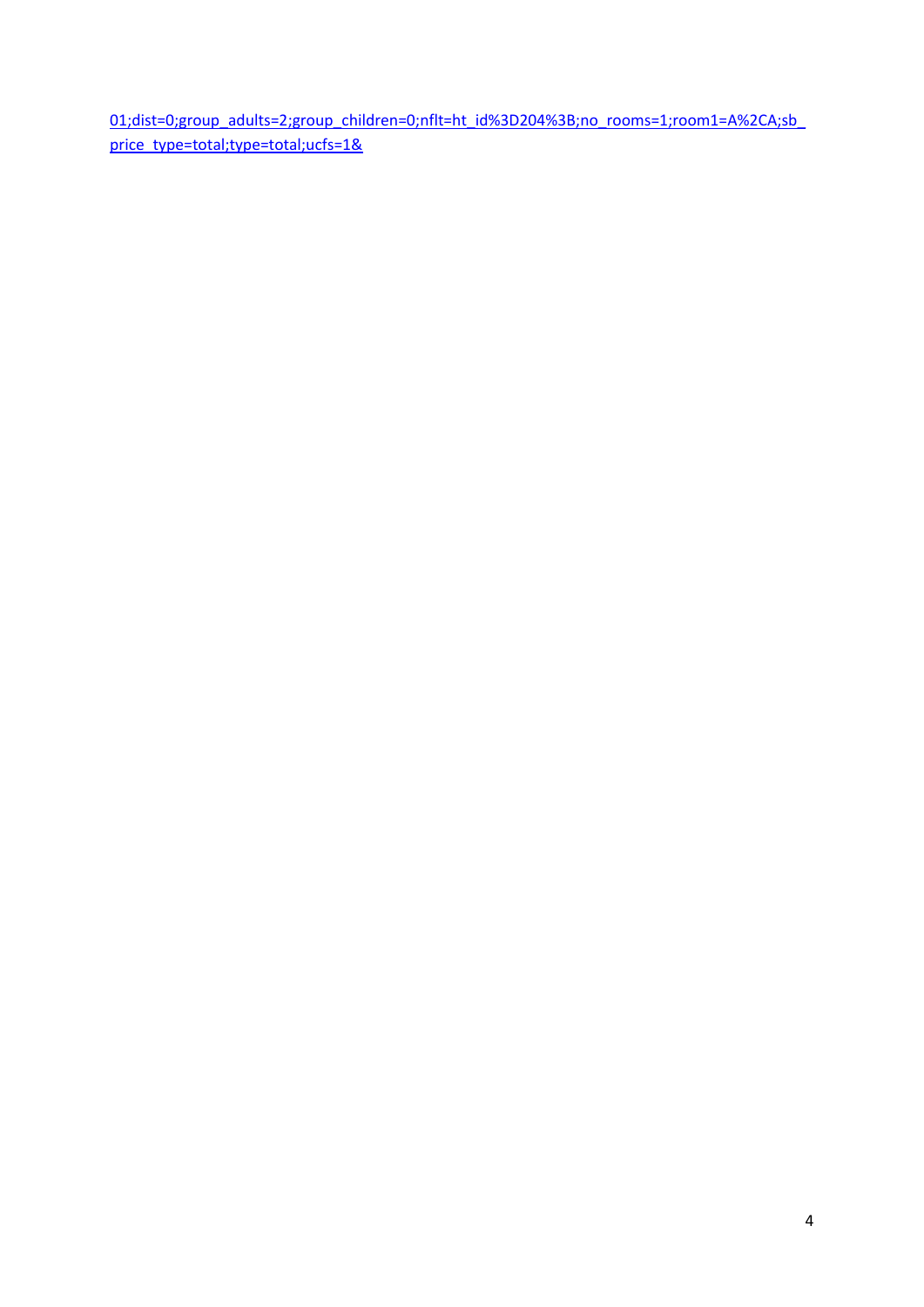01;dist=0;group_adults=2;group_children=0;nflt=ht_id%3D204%3B;no_rooms=1;room1=A%2CA;sb_price_type=total;type=total;ucfs=1&